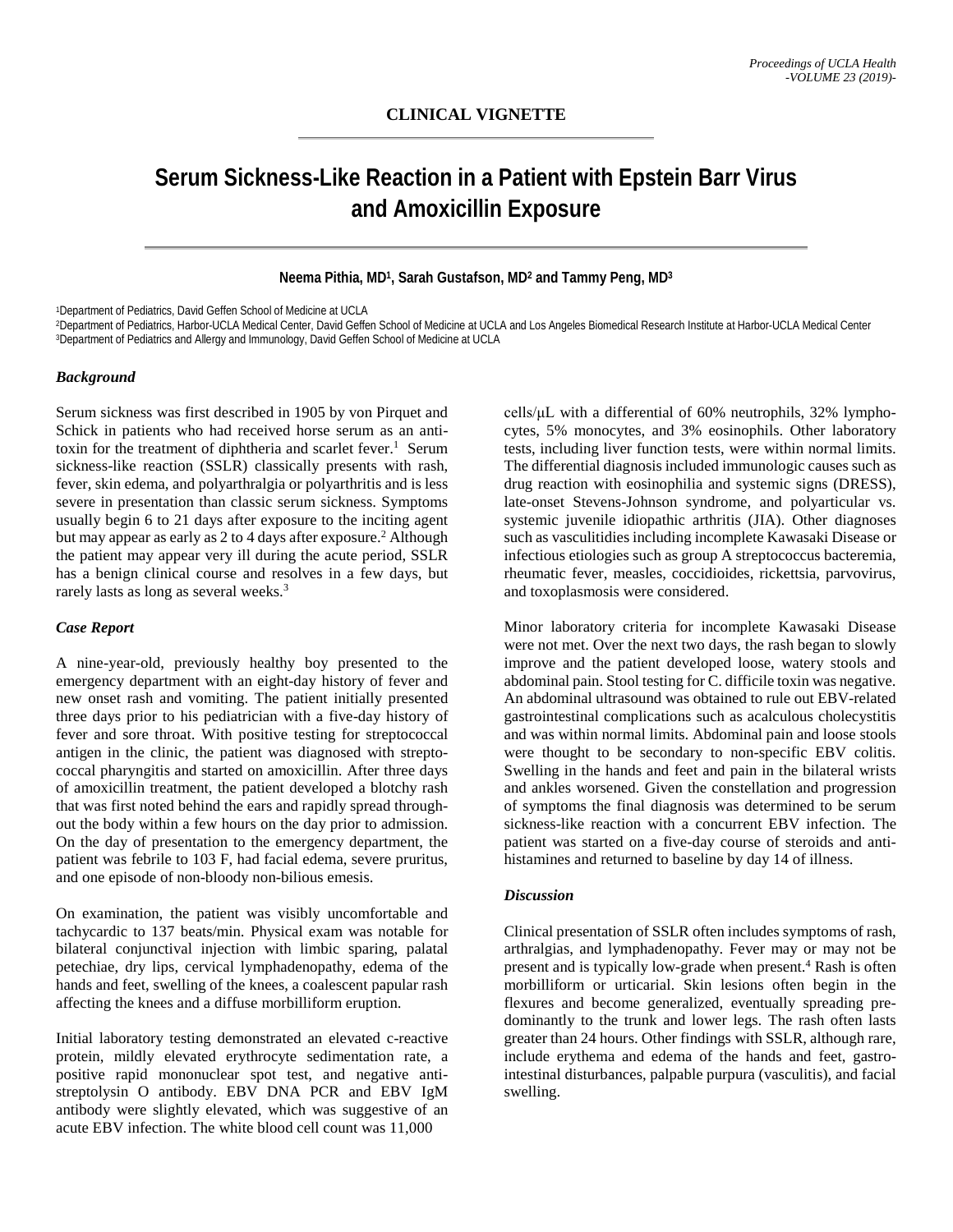**CLINICAL VIGNETTE**

# Serum Sickness-Like Reaction in a Patient with Epstein Barr Virus and Amoxicillin Exposure

**Neema Pithia, MD[1], Sarah Gustafson, MD[2] and Tammy Peng, MD[3]**

[1]Department of Pediatrics, David Geffen School of Medicine at UCLA
[2]Department of Pediatrics, Harbor-UCLA Medical Center, David Geffen School of Medicine at UCLA and Los Angeles Biomedical Research Institute at Harbor-UCLA Medical Center
[3]Department of Pediatrics and Allergy and Immunology, David Geffen School of Medicine at UCLA

### *Background*

Serum sickness was first described in 1905 by von Pirquet and Schick in patients who had received horse serum as an antitoxin for the treatment of diphtheria and scarlet fever.[1] Serum sickness-like reaction (SSLR) classically presents with rash, fever, skin edema, and polyarthralgia or polyarthritis and is less severe in presentation than classic serum sickness. Symptoms usually begin 6 to 21 days after exposure to the inciting agent but may appear as early as 2 to 4 days after exposure.[2] Although the patient may appear very ill during the acute period, SSLR has a benign clinical course and resolves in a few days, but rarely lasts as long as several weeks.[3]

### *Case Report*

A nine-year-old, previously healthy boy presented to the emergency department with an eight-day history of fever and new onset rash and vomiting. The patient initially presented three days prior to his pediatrician with a five-day history of fever and sore throat. With positive testing for streptococcal antigen in the clinic, the patient was diagnosed with streptococcal pharyngitis and started on amoxicillin. After three days of amoxicillin treatment, the patient developed a blotchy rash that was first noted behind the ears and rapidly spread throughout the body within a few hours on the day prior to admission. On the day of presentation to the emergency department, the patient was febrile to 103 F, had facial edema, severe pruritus, and one episode of non-bloody non-bilious emesis.

On examination, the patient was visibly uncomfortable and tachycardic to 137 beats/min. Physical exam was notable for bilateral conjunctival injection with limbic sparing, palatal petechiae, dry lips, cervical lymphadenopathy, edema of the hands and feet, swelling of the knees, a coalescent papular rash affecting the knees and a diffuse morbilliform eruption.

Initial laboratory testing demonstrated an elevated c-reactive protein, mildly elevated erythrocyte sedimentation rate, a positive rapid mononuclear spot test, and negative anti-streptolysin O antibody. EBV DNA PCR and EBV IgM antibody were slightly elevated, which was suggestive of an acute EBV infection. The white blood cell count was 11,000 cells/μL with a differential of 60% neutrophils, 32% lymphocytes, 5% monocytes, and 3% eosinophils. Other laboratory tests, including liver function tests, were within normal limits. The differential diagnosis included immunologic causes such as drug reaction with eosinophilia and systemic signs (DRESS), late-onset Stevens-Johnson syndrome, and polyarticular vs. systemic juvenile idiopathic arthritis (JIA). Other diagnoses such as vasculitides including incomplete Kawasaki Disease or infectious etiologies such as group A streptococcus bacteremia, rheumatic fever, measles, coccidioides, rickettsia, parvovirus, and toxoplasmosis were considered.

Minor laboratory criteria for incomplete Kawasaki Disease were not met. Over the next two days, the rash began to slowly improve and the patient developed loose, watery stools and abdominal pain. Stool testing for C. difficile toxin was negative. An abdominal ultrasound was obtained to rule out EBV-related gastrointestinal complications such as acalculous cholecystitis and was within normal limits. Abdominal pain and loose stools were thought to be secondary to non-specific EBV colitis. Swelling in the hands and feet and pain in the bilateral wrists and ankles worsened. Given the constellation and progression of symptoms the final diagnosis was determined to be serum sickness-like reaction with a concurrent EBV infection. The patient was started on a five-day course of steroids and antihistamines and returned to baseline by day 14 of illness.

### *Discussion*

Clinical presentation of SSLR often includes symptoms of rash, arthralgias, and lymphadenopathy. Fever may or may not be present and is typically low-grade when present.[4] Rash is often morbilliform or urticarial. Skin lesions often begin in the flexures and become generalized, eventually spreading predominantly to the trunk and lower legs. The rash often lasts greater than 24 hours. Other findings with SSLR, although rare, include erythema and edema of the hands and feet, gastrointestinal disturbances, palpable purpura (vasculitis), and facial swelling.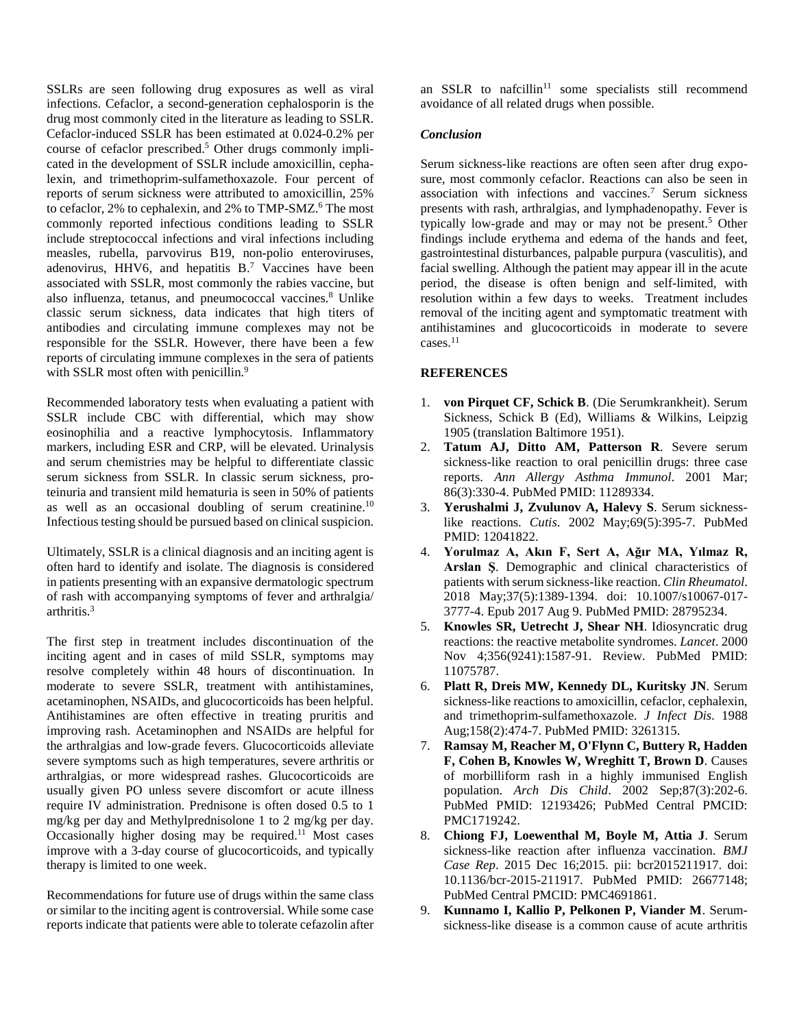SSLRs are seen following drug exposures as well as viral infections. Cefaclor, a second-generation cephalosporin is the drug most commonly cited in the literature as leading to SSLR. Cefaclor-induced SSLR has been estimated at 0.024-0.2% per course of cefaclor prescribed.[5] Other drugs commonly implicated in the development of SSLR include amoxicillin, cephalexin, and trimethoprim-sulfamethoxazole. Four percent of reports of serum sickness were attributed to amoxicillin, 25% to cefaclor, 2% to cephalexin, and 2% to TMP-SMZ.[6] The most commonly reported infectious conditions leading to SSLR include streptococcal infections and viral infections including measles, rubella, parvovirus B19, non-polio enteroviruses, adenovirus, HHV6, and hepatitis B.[7] Vaccines have been associated with SSLR, most commonly the rabies vaccine, but also influenza, tetanus, and pneumococcal vaccines.[8] Unlike classic serum sickness, data indicates that high titers of antibodies and circulating immune complexes may not be responsible for the SSLR. However, there have been a few reports of circulating immune complexes in the sera of patients with SSLR most often with penicillin.[9]

Recommended laboratory tests when evaluating a patient with SSLR include CBC with differential, which may show eosinophilia and a reactive lymphocytosis. Inflammatory markers, including ESR and CRP, will be elevated. Urinalysis and serum chemistries may be helpful to differentiate classic serum sickness from SSLR. In classic serum sickness, proteinuria and transient mild hematuria is seen in 50% of patients as well as an occasional doubling of serum creatinine.[10] Infectious testing should be pursued based on clinical suspicion.

Ultimately, SSLR is a clinical diagnosis and an inciting agent is often hard to identify and isolate. The diagnosis is considered in patients presenting with an expansive dermatologic spectrum of rash with accompanying symptoms of fever and arthralgia/ arthritis.[3]

The first step in treatment includes discontinuation of the inciting agent and in cases of mild SSLR, symptoms may resolve completely within 48 hours of discontinuation. In moderate to severe SSLR, treatment with antihistamines, acetaminophen, NSAIDs, and glucocorticoids has been helpful. Antihistamines are often effective in treating pruritis and improving rash. Acetaminophen and NSAIDs are helpful for the arthralgias and low-grade fevers. Glucocorticoids alleviate severe symptoms such as high temperatures, severe arthritis or arthralgias, or more widespread rashes. Glucocorticoids are usually given PO unless severe discomfort or acute illness require IV administration. Prednisone is often dosed 0.5 to 1 mg/kg per day and Methylprednisolone 1 to 2 mg/kg per day. Occasionally higher dosing may be required.[11] Most cases improve with a 3-day course of glucocorticoids, and typically therapy is limited to one week.

Recommendations for future use of drugs within the same class or similar to the inciting agent is controversial. While some case reports indicate that patients were able to tolerate cefazolin after an SSLR to nafcillin[11] some specialists still recommend avoidance of all related drugs when possible.

### *Conclusion*

Serum sickness-like reactions are often seen after drug exposure, most commonly cefaclor. Reactions can also be seen in association with infections and vaccines.[7] Serum sickness presents with rash, arthralgias, and lymphadenopathy. Fever is typically low-grade and may or may not be present.[5] Other findings include erythema and edema of the hands and feet, gastrointestinal disturbances, palpable purpura (vasculitis), and facial swelling. Although the patient may appear ill in the acute period, the disease is often benign and self-limited, with resolution within a few days to weeks. Treatment includes removal of the inciting agent and symptomatic treatment with antihistamines and glucocorticoids in moderate to severe cases.[11]

## REFERENCES

1. **von Pirquet CF, Schick B**. (Die Serumkrankheit). Serum Sickness, Schick B (Ed), Williams & Wilkins, Leipzig 1905 (translation Baltimore 1951).
2. **Tatum AJ, Ditto AM, Patterson R**. Severe serum sickness-like reaction to oral penicillin drugs: three case reports. *Ann Allergy Asthma Immunol*. 2001 Mar; 86(3):330-4. PubMed PMID: 11289334.
3. **Yerushalmi J, Zvulunov A, Halevy S**. Serum sickness-like reactions. *Cutis*. 2002 May;69(5):395-7. PubMed PMID: 12041822.
4. **Yorulmaz A, Akın F, Sert A, Ağır MA, Yılmaz R, Arslan Ş**. Demographic and clinical characteristics of patients with serum sickness-like reaction. *Clin Rheumatol*. 2018 May;37(5):1389-1394. doi: 10.1007/s10067-017-3777-4. Epub 2017 Aug 9. PubMed PMID: 28795234.
5. **Knowles SR, Uetrecht J, Shear NH**. Idiosyncratic drug reactions: the reactive metabolite syndromes. *Lancet*. 2000 Nov 4;356(9241):1587-91. Review. PubMed PMID: 11075787.
6. **Platt R, Dreis MW, Kennedy DL, Kuritsky JN**. Serum sickness-like reactions to amoxicillin, cefaclor, cephalexin, and trimethoprim-sulfamethoxazole. *J Infect Dis*. 1988 Aug;158(2):474-7. PubMed PMID: 3261315.
7. **Ramsay M, Reacher M, O'Flynn C, Buttery R, Hadden F, Cohen B, Knowles W, Wreghitt T, Brown D**. Causes of morbilliform rash in a highly immunised English population. *Arch Dis Child*. 2002 Sep;87(3):202-6. PubMed PMID: 12193426; PubMed Central PMCID: PMC1719242.
8. **Chiong FJ, Loewenthal M, Boyle M, Attia J**. Serum sickness-like reaction after influenza vaccination. *BMJ Case Rep*. 2015 Dec 16;2015. pii: bcr2015211917. doi: 10.1136/bcr-2015-211917. PubMed PMID: 26677148; PubMed Central PMCID: PMC4691861.
9. **Kunnamo I, Kallio P, Pelkonen P, Viander M**. Serum-sickness-like disease is a common cause of acute arthritis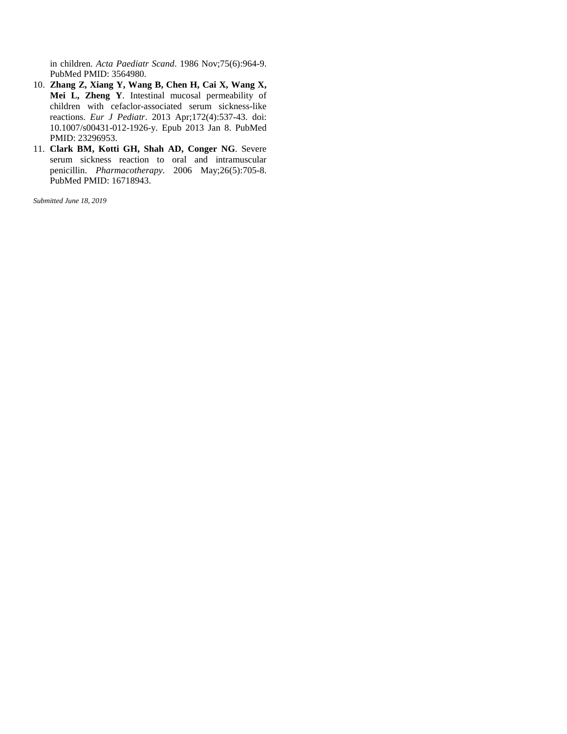in children. *Acta Paediatr Scand*. 1986 Nov;75(6):964-9. PubMed PMID: 3564980.

10. **Zhang Z, Xiang Y, Wang B, Chen H, Cai X, Wang X, Mei L, Zheng Y**. Intestinal mucosal permeability of children with cefaclor-associated serum sickness-like reactions. *Eur J Pediatr*. 2013 Apr;172(4):537-43. doi: 10.1007/s00431-012-1926-y. Epub 2013 Jan 8. PubMed PMID: 23296953.
11. **Clark BM, Kotti GH, Shah AD, Conger NG**. Severe serum sickness reaction to oral and intramuscular penicillin. *Pharmacotherapy*. 2006 May;26(5):705-8. PubMed PMID: 16718943.

*Submitted June 18, 2019*